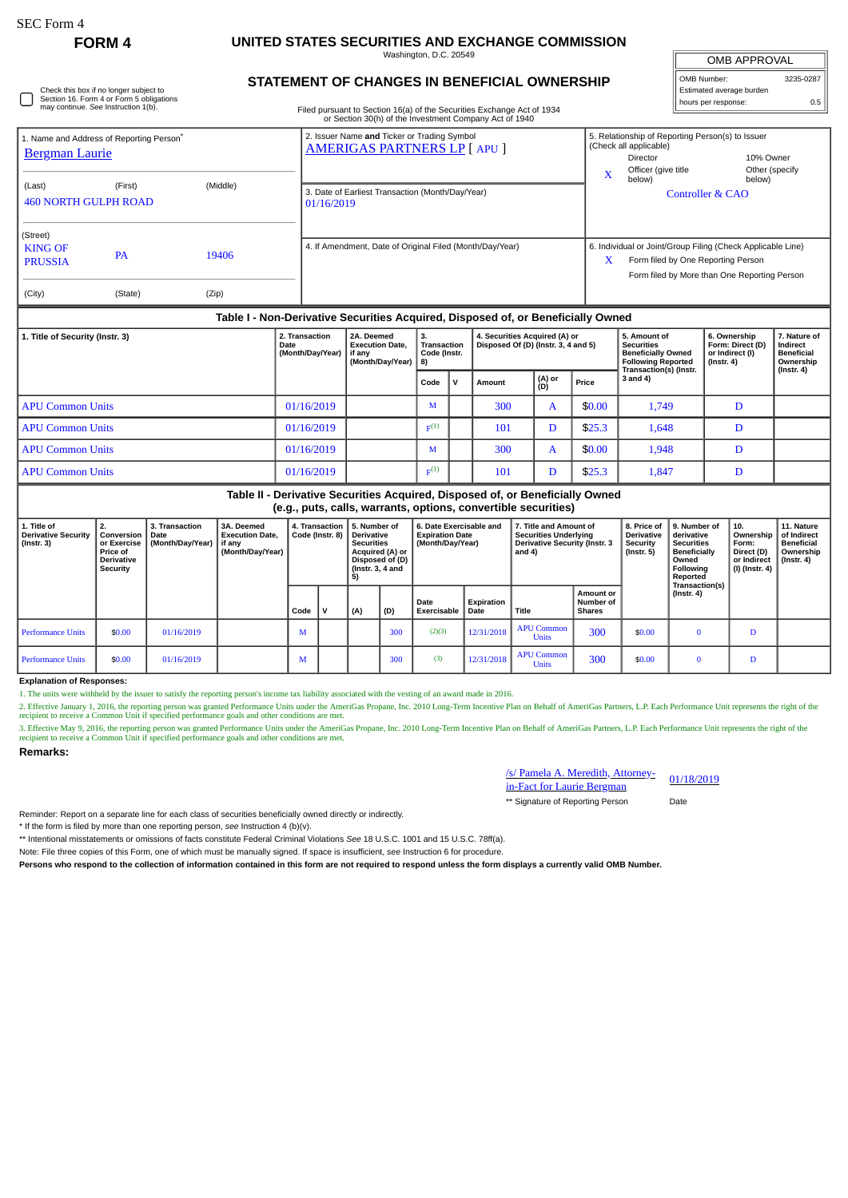SEC Form 4

**FORM 4**

# UNITED STATES SECURITIES AND EXCHANGE COMMISSION

Washington, D.C. 20549

## STATEMENT OF CHANGES IN BENEFICIAL OWNERSHIP

Filed pursuant to Section 16(a) of the Securities Exchange Act of 1934 or Section 30(h) of the Investment Company Act of 1940

| OMB APPROVAL | |
|---|---|
| OMB Number: | 3235-0287 |
| Estimated average burden hours per response: | 0.5 |

☐ Check this box if no longer subject to Section 16. Form 4 or Form 5 obligations may continue. *See* Instruction 1(b).

1. Name and Address of Reporting Person*
Bergman Laurie

(Last) (First) (Middle)
460 NORTH GULPH ROAD

(Street)
KING OF PRUSSIA PA 19406

(City) (State) (Zip)

2. Issuer Name **and** Ticker or Trading Symbol
AMERIGAS PARTNERS LP [ APU ]

3. Date of Earliest Transaction (Month/Day/Year)
01/16/2019

4. If Amendment, Date of Original Filed (Month/Day/Year)

5. Relationship of Reporting Person(s) to Issuer (Check all applicable)
Director
10% Owner
X Officer (give title below)
Other (specify below)
Controller & CAO

6. Individual or Joint/Group Filing (Check Applicable Line)
X Form filed by One Reporting Person
Form filed by More than One Reporting Person

### Table I - Non-Derivative Securities Acquired, Disposed of, or Beneficially Owned

| 1. Title of Security (Instr. 3) | 2. Transaction Date (Month/Day/Year) | 2A. Deemed Execution Date, if any (Month/Day/Year) | 3. Transaction Code (Instr. 8) | | 4. Securities Acquired (A) or Disposed Of (D) (Instr. 3, 4 and 5) | | | 5. Amount of Securities Beneficially Owned Following Reported Transaction(s) (Instr. 3 and 4) | 6. Ownership Form: Direct (D) or Indirect (I) (Instr. 4) | 7. Nature of Indirect Beneficial Ownership (Instr. 4) |
|---|---|---|---|---|---|---|---|---|---|---|
| | | | Code | V | Amount | (A) or (D) | Price | | | |
| APU Common Units | 01/16/2019 | | M | | 300 | A | $0.00 | 1,749 | D | |
| APU Common Units | 01/16/2019 | | F[(1)] | | 101 | D | $25.3 | 1,648 | D | |
| APU Common Units | 01/16/2019 | | M | | 300 | A | $0.00 | 1,948 | D | |
| APU Common Units | 01/16/2019 | | F[(1)] | | 101 | D | $25.3 | 1,847 | D | |

### Table II - Derivative Securities Acquired, Disposed of, or Beneficially Owned (e.g., puts, calls, warrants, options, convertible securities)

| 1. Title of Derivative Security (Instr. 3) | 2. Conversion or Exercise Price of Derivative Security | 3. Transaction Date (Month/Day/Year) | 3A. Deemed Execution Date, if any (Month/Day/Year) | 4. Transaction Code (Instr. 8) | | 5. Number of Derivative Securities Acquired (A) or Disposed of (D) (Instr. 3, 4 and 5) | | 6. Date Exercisable and Expiration Date (Month/Day/Year) | | 7. Title and Amount of Securities Underlying Derivative Security (Instr. 3 and 4) | | 8. Price of Derivative Security (Instr. 5) | 9. Number of derivative Securities Beneficially Owned Following Reported Transaction(s) (Instr. 4) | 10. Ownership Form: Direct (D) or Indirect (I) (Instr. 4) | 11. Nature of Indirect Beneficial Ownership (Instr. 4) |
|---|---|---|---|---|---|---|---|---|---|---|---|---|---|---|---|
| | | | | Code | V | (A) | (D) | Date Exercisable | Expiration Date | Title | Amount or Number of Shares | | | | |
| Performance Units | $0.00 | 01/16/2019 | | M | | | 300 | (2)(3) | 12/31/2018 | APU Common Units | 300 | $0.00 | 0 | D | |
| Performance Units | $0.00 | 01/16/2019 | | M | | | 300 | (3) | 12/31/2018 | APU Common Units | 300 | $0.00 | 0 | D | |

**Explanation of Responses:**

1. The units were withheld by the issuer to satisfy the reporting person's income tax liability associated with the vesting of an award made in 2016.

2. Effective January 1, 2016, the reporting person was granted Performance Units under the AmeriGas Propane, Inc. 2010 Long-Term Incentive Plan on Behalf of AmeriGas Partners, L.P. Each Performance Unit represents the right of the recipient to receive a Common Unit if specified performance goals and other conditions are met.

3. Effective May 9, 2016, the reporting person was granted Performance Units under the AmeriGas Propane, Inc. 2010 Long-Term Incentive Plan on Behalf of AmeriGas Partners, L.P. Each Performance Unit represents the right of the recipient to receive a Common Unit if specified performance goals and other conditions are met.

**Remarks:**

/s/ Pamela A. Meredith, Attorney-in-Fact for Laurie Bergman — 01/18/2019

** Signature of Reporting Person — Date

Reminder: Report on a separate line for each class of securities beneficially owned directly or indirectly.

* If the form is filed by more than one reporting person, *see* Instruction 4 (b)(v).

** Intentional misstatements or omissions of facts constitute Federal Criminal Violations *See* 18 U.S.C. 1001 and 15 U.S.C. 78ff(a).

Note: File three copies of this Form, one of which must be manually signed. If space is insufficient, *see* Instruction 6 for procedure.

**Persons who respond to the collection of information contained in this form are not required to respond unless the form displays a currently valid OMB Number.**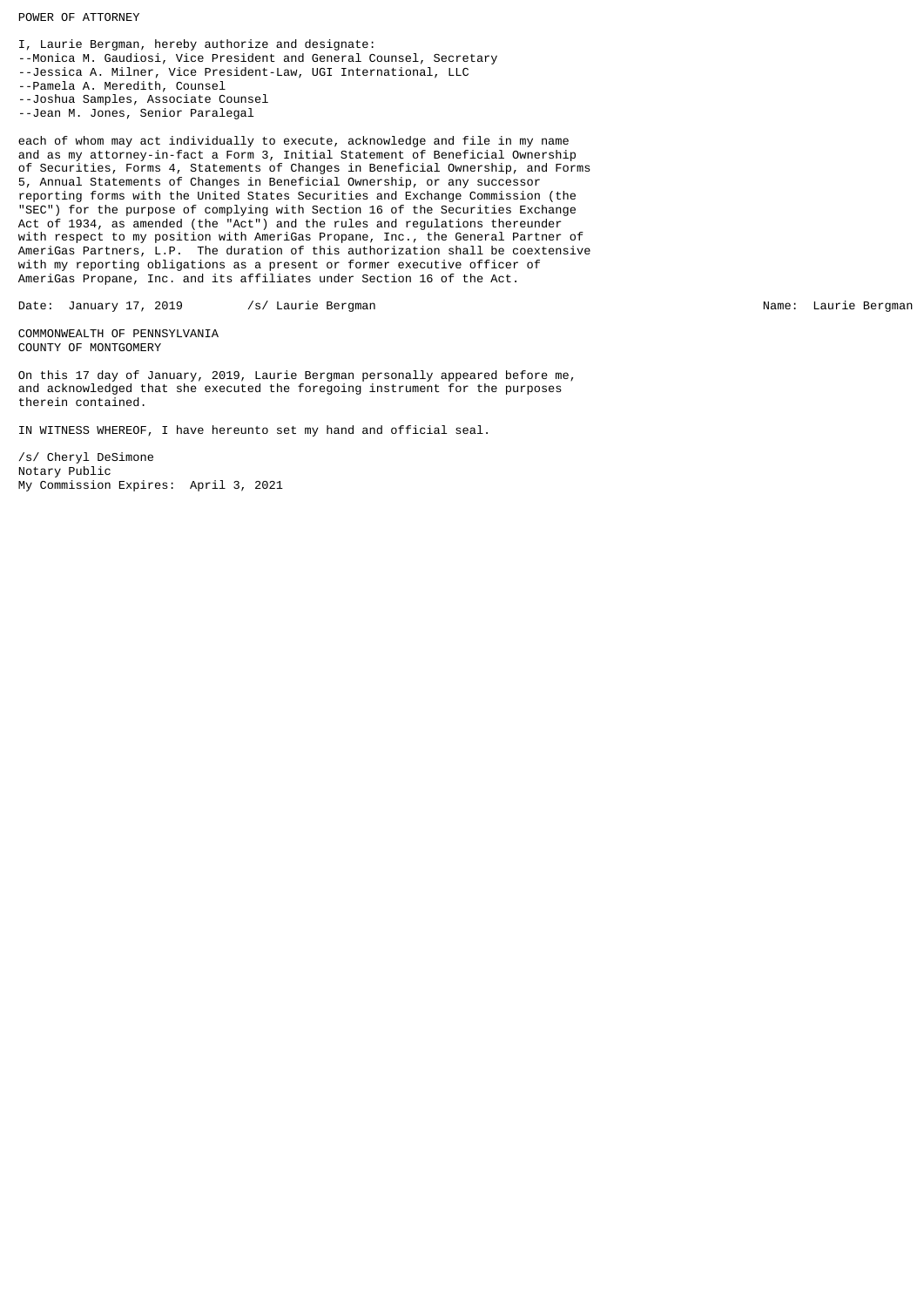POWER OF ATTORNEY

I, Laurie Bergman, hereby authorize and designate:
--Monica M. Gaudiosi, Vice President and General Counsel, Secretary
--Jessica A. Milner, Vice President-Law, UGI International, LLC
--Pamela A. Meredith, Counsel
--Joshua Samples, Associate Counsel
--Jean M. Jones, Senior Paralegal

each of whom may act individually to execute, acknowledge and file in my name and as my attorney-in-fact a Form 3, Initial Statement of Beneficial Ownership of Securities, Forms 4, Statements of Changes in Beneficial Ownership, and Forms 5, Annual Statements of Changes in Beneficial Ownership, or any successor reporting forms with the United States Securities and Exchange Commission (the "SEC") for the purpose of complying with Section 16 of the Securities Exchange Act of 1934, as amended (the "Act") and the rules and regulations thereunder with respect to my position with AmeriGas Propane, Inc., the General Partner of AmeriGas Partners, L.P. The duration of this authorization shall be coextensive with my reporting obligations as a present or former executive officer of AmeriGas Propane, Inc. and its affiliates under Section 16 of the Act.

Date: January 17, 2019 /s/ Laurie Bergman Name: Laurie Bergman

COMMONWEALTH OF PENNSYLVANIA
COUNTY OF MONTGOMERY

On this 17 day of January, 2019, Laurie Bergman personally appeared before me, and acknowledged that she executed the foregoing instrument for the purposes therein contained.

IN WITNESS WHEREOF, I have hereunto set my hand and official seal.

/s/ Cheryl DeSimone
Notary Public
My Commission Expires: April 3, 2021